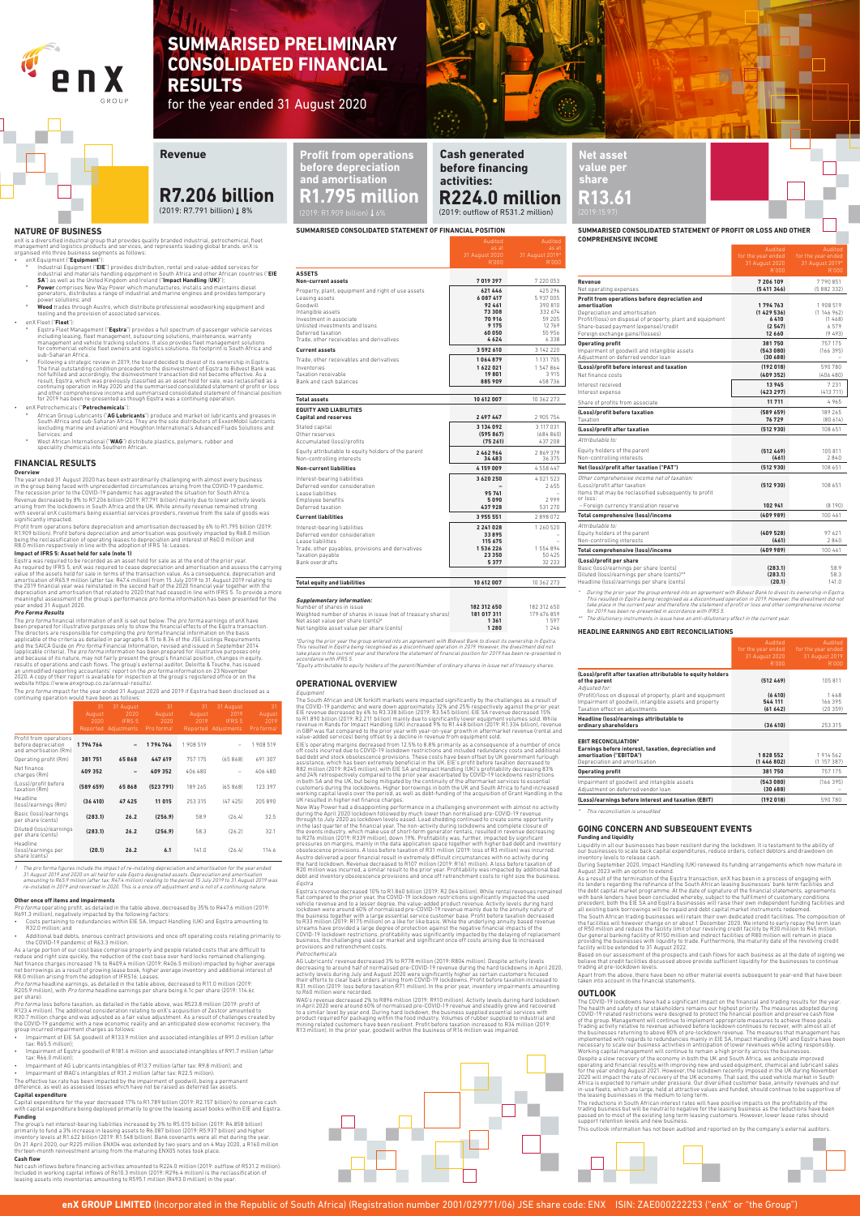# SUMMARISED PRELIMINARY CONSOLIDATED FINANCIAL RESULTS

for the year ended 31 August 2020

**Revenue**

**R7.206 billion**

(2019: R7.791 billion) ↓8%

**Profit from operations before depreciation and amortisation**

**R1.795 million**

(2019: R1.909 billion) ↓6%

**Cash generated before financing activities:**

**R224.0 million**

(2019: outflow of R531.2 million)

**Net asset value per share**

**R13.61**

(2019:15.97)

## NATURE OF BUSINESS

enX is a diversified industrial group that provides quality branded industrial, petrochemical, fleet management and logistics products and services, and represents leading global brands. enX is organised into three business segments as follows:

- enX Equipment ("**Equipment**"):
  - Industrial Equipment ("**EIE**") provides distribution, rental and value-added services for industrial and materials handling equipment in South Africa and other African countries ("**EIE SA**") as well as the United Kingdom and Ireland ("**Impact Handling (UK)**");
  - **Power** comprises New Way Power which manufactures, installs and maintains diesel generators, distributes a range of industrial and marine engines and provides temporary power solutions; and
  - **Wood** trades through Austro, which distribute professional woodworking equipment and tooling and the provision of associated services.
- enX Fleet ("**Fleet**"):
  - Eqstra Fleet Management ("**Eqstra**") provides a full spectrum of passenger vehicle services including leasing, fleet management, outsourcing solutions, maintenance, warranty management and vehicle tracking solutions. It also provides fleet management solutions for commercial vehicle fleet owners and logistics solutions. Its footprint is South Africa and sub-Saharan Africa.
  - Following a strategic review in 2019, the board decided to divest of its ownership in Eqstra. The final outstanding condition precedent to the disinvestment of Eqstra to Bidvest Bank was not fulfilled and accordingly, the disinvestment transaction did not become effective. As a result, Eqstra, which was previously classified as an asset held for sale, was reclassified as a continuing operation in May 2020 and the summarised consolidated statement of profit or loss and other comprehensive income and summarised consolidated statement of financial position for 2019 has been re-presented as though Eqstra was a continuing operation.
- enX Petrochemicals ("**Petrochemicals**"):
  - African Group Lubricants ("**AG Lubricants**") produce and market oil lubricants and greases in South Africa and sub-Saharan Africa. They are the sole distributors of ExxonMobil lubricants (excluding marine and aviation) and Houghton International's Advanced Fluids Solutions and Services; and
  - West African International ("**WAG**") distribute plastics, polymers, rubber and speciality chemicals into Southern African.

## FINANCIAL RESULTS

### Overview

The year ended 31 August 2020 has been extraordinarily challenging with almost every business in the group being faced with unprecedented circumstances arising from the COVID-19 pandemic. The recession prior to the COVID-19 pandemic has aggravated the situation for South Africa. Revenue decreased by 8% to R7.206 billion (2019: R7.791 billion) mainly due to lower activity levels arising from the lockdowns in South Africa and the UK. While annuity revenue remained strong with several enX customers being essential services providers, revenue from the sale of goods was significantly impacted.

Profit from operations before depreciation and amortisation decreased by 6% to R1.795 billion (2019: R1.909 billion). Profit before depreciation and amortisation was positively impacted by R68.0 million being the reclassification of operating leases to depreciation and interest of R60.0 million and R8.0 million respectively in line with the adoption of IFRS 16: Leases.

### Impact of IFRS 5: Asset held for sale (note 1)

Eqstra was required to be recorded as an asset held for sale as at the end of the prior year.

As required by IFRS 5, enX was required to cease depreciation and amortisation and assess the carrying value of the assets held for sale in terms of the transaction value. As a consequence, depreciation and amortisation of R65.9 million (after tax: R47.4 million) from 15 July 2019 to 31 August 2019 relating to the 2019 financial year was reinstated in the second half of the 2020 financial year together with the depreciation and amortisation that related to 2020 that had ceased in line with IFRS 5. To provide a more meaningful assessment of the group's performance *pro forma* information has been presented for the year ended 31 August 2020.

### *Pro Forma Results*

The *pro forma* financial information of enX is set out below. The *pro forma* earnings of enX have been prepared for illustrative purposes only to show the financial effects of the Eqstra transaction. The directors are responsible for compiling the *pro forma* financial information on the basis applicable of the criteria as detailed in paragraphs 8.15 to 8.34 of the JSE Listings Requirements and the SAICA Guide on *Pro forma* Financial Information, revised and issued in September 2014 (applicable criteria). The *pro forma* information has been prepared for illustrative purposes only and because of its nature, may not fairly present the group's financial position, changes in equity, results of operations and cash flows. The group's external auditor, Deloitte & Touche, has issued an unmodified reporting accountants' report on the *pro forma* information on 23 November 2020. A copy of their report is available for inspection at the group's registered office or on the website https://www.enxgroup.co.za/annual-results/.

The *pro forma* impact for the year ended 31 August 2020 and 2019 if Eqstra had been disclosed as a continuing operation would have been as follows:

| | 31 August 2020 Reported | 31 August 2020 IFRS 5 Adjustments | 31 August 2020 Pro forma[1] | 31 August 2019 Reported | 31 August 2019 IFRS 5 Adjustments | 31 August 2019 Pro forma[1] |
|---|---|---|---|---|---|---|
| Profit from operations before depreciation and amortisation (Rm) | 1 794 764 | – | 1 794 764 | 1 908 519 | – | 1 908 519 |
| Operating profit (Rm) | 381 751 | 65 868 | 447 619 | 757 175 | (65 868) | 691 307 |
| Net finance charges (Rm) | 409 352 | – | 409 352 | 406 480 | – | 406 480 |
| (Loss)/profit before taxation (Rm) | (589 659) | 65 868 | (523 791) | 189 265 | (65 868) | 123 397 |
| Headline (loss)/earnings (Rm) | (36 410) | 47 425 | 11 015 | 253 315 | (47 425) | 205 890 |
| Basic (loss)/earnings per share (cents) | (283.1) | 26.2 | (256.9) | 58.9 | (26.4) | 32.5 |
| Diluted (loss)/earnings per share (cents) | (283.1) | 26.2 | (256.9) | 58.3 | (26.2) | 32.1 |
| Headline (loss)/earnings per share (cents) | (20.1) | 26.2 | 6.1 | 141.0 | (26.4) | 114.6 |

*1 The pro forma figures include the impact of re-instating depreciation and amortisation for the year ended 31 August 2019 and 2020 on all held for sale Eqstra designated assets. Depreciation and amortisation amounting to R65.9 million (after tax: R47.4 million) relating to the period 15 July 2019 to 31 August 2019 was re-instated in 2019 and reversed in 2020. This is a once off adjustment and is not of a continuing nature.*

### Other once off items and impairments

*Pro forma* operating profit, as detailed in the table above, decreased by 35% to R447.6 million (2019: R691.3 million), negatively impacted by the following factors:

- Costs pertaining to redundancies within EIE SA, Impact Handling (UK) and Eqstra amounting to R32.0 million; and
- Additional bad debts, onerous contract provisions and once off operating costs relating primarily to the COVID-19 pandemic of R63.3 million.

As a large portion of our cost base comprise property and people related costs that are difficult to reduce and right size quickly, the reduction of the cost base over hard locks remained challenging. Net finance charges increased 1% to R409.4 million (2019: R406.5 million) impacted by higher average net borrowings as a result of growing lease book, higher average inventory and additional interest of R8.0 million arising from the adoption of IFRS16: Leases.

*Pro forma* headline earnings, as detailed in the table above, decreased to R11.0 million (2019: R205.9 million), with *Pro forma* headline earnings per share being 6.1c per share (2019: 114.6c per share).

*Pro forma* loss before taxation, as detailed in the table above, was R523.8 million (2019: profit of R123.4 million). The additional consideration relating to enX's acquisition of Zestcor amounted to R30.7 million charge and was adjusted as a fair value adjustment. As a result of challenges created by the COVID-19 pandemic with a new economic reality and an anticipated slow economic recovery, the group incurred impairment charges as follows:

- Impairment of EIE SA goodwill of R133.9 million and associated intangibles of R91.0 million (after tax: R65.5 million);
- Impairment of Eqstra goodwill of R181.6 million and associated intangibles of R91.7 million (after tax: R66.0 million);
- Impairment of AG Lubricants intangibles of R13.7 million (after tax: R9.8 million); and
- Impairment of WAG's intangibles of R31.2 million (after tax: R22.5 million).

The effective tax rate has been impacted by the impairment of goodwill, being a permanent difference, as well as assessed losses which have not be raised as deferred tax assets.

### Capital expenditure

Capital expenditure for the year decreased 17% to R1.789 billion (2019: R2.157 billion) to conserve cash with capital expenditure being deployed primarily to grow the leasing asset books within EIE and Eqstra.

### Funding

The group's net interest-bearing liabilities increased by 3% to R5.015 billion (2019: R4.858 billion) primarily to fund a 3% increase in leasing assets to R6.087 billion (2019: R5.937 billion) and higher inventory levels at R1.622 billion (2019: R1.548 billion). Bank covenants were all met during the year. On 21 April 2020, our R225 million ENX04 note was extended by two years and on 4 May 2020, a R160 million thirteen-month reinvestment arising from the maturing ENX05 notes took place.

### Cash flow

Net cash inflows before financing activities amounted to R224.0 million (2019: outflow of R531.2 million). Included in working capital inflows of R610.3 million (2019: R296.4 million) is the reclassification of leasing assets to inventories amounting to R595.1 million (R493.0 million) in the year.

## SUMMARISED CONSOLIDATED STATEMENT OF FINANCIAL POSITION

| | Audited as at 31 August 2020 R'000 | Audited as at 31 August 2019* R'000 |
|---|---|---|
| **ASSETS** | | |
| **Non-current assets** | **7 019 397** | **7 220 053** |
| Property, plant, equipment and right of use assets | 621 446 | 425 296 |
| Leasing assets | 6 087 417 | 5 937 005 |
| Goodwill | 92 641 | 390 810 |
| Intangible assets | 73 308 | 332 674 |
| Investment in associate | 70 916 | 59 205 |
| Unlisted investments and loans | 9 175 | 12 769 |
| Deferred taxation | 60 050 | 55 956 |
| Trade, other receivables and derivatives | 4 624 | 6 338 |
| **Current assets** | **3 592 610** | **3 142 220** |
| Trade, other receivables and derivatives | 1 064 879 | 1 131 705 |
| Inventories | 1 622 021 | 1 547 864 |
| Taxation receivable | 19 801 | 3 915 |
| Bank and cash balances | 885 909 | 458 736 |
| | | |
| **Total assets** | **10 612 007** | **10 362 273** |
| **EQUITY AND LIABILITIES** | | |
| **Capital and reserves** | **2 497 447** | **2 905 754** |
| Stated capital | 3 134 092 | 3 117 031 |
| Other reserves | (595 867) | (684 860) |
| Accumulated (loss)/profits | (75 261) | 437 208 |
| Equity attributable to equity holders of the parent | 2 462 964 | 2 869 379 |
| Non-controlling interests | 34 483 | 36 375 |
| **Non-current liabilities** | **4 159 009** | **4 558 447** |
| Interest-bearing liabilities | 3 620 250 | 4 021 523 |
| Deferred vendor consideration | – | 2 455 |
| Lease liabilities | 95 741 | – |
| Employee benefits | 5 090 | 2 999 |
| Deferred taxation | 437 928 | 531 270 |
| **Current liabilities** | **3 955 551** | **2 898 072** |
| Interest-bearing liabilities | 2 241 028 | 1 260 520 |
| Deferred vendor consideration | 33 895 | – |
| Lease liabilities | 115 675 | – |
| Trade, other payables, provisions and derivatives | 1 536 226 | 1 554 894 |
| Taxation payable | 23 350 | 50 425 |
| Bank overdrafts | 5 377 | 32 233 |
| | | |
| **Total equity and liabilities** | **10 612 007** | **10 362 273** |
| | | |
| ***Supplementary information:*** | | |
| Number of shares in issue | 182 312 650 | 182 312 650 |
| Weighted number of shares in issue (net of treasury shares) | 181 017 311 | 179 676 859 |
| Net asset value per share (cents)# | 1 361 | 1 597 |
| Net tangible asset value per share (cents) | 1 280 | 1 246 |

*\*During the prior year the group entered into an agreement with Bidvest Bank to divest its ownership in Eqstra. This resulted in Eqstra being recognised as a discontinued operation in 2019. However, the divestment did not take place in the current year and therefore the statement of financial position for 2019 has been re-presented in accordance with IFRS 5.*

*#Equity attributable to equity holders of the parent/Number of ordinary shares in issue net of treasury shares.*

## OPERATIONAL OVERVIEW

### *Equipment*

The South African and UK forklift markets were impacted significantly by the challenges as a result of the COVID-19 pandemic and were down approximately 32% and 25% respectively against the prior year. EIE revenue decreased by 6% to R3.338 billion (2019: R3.545 billion). EIE SA revenue decreased 15% to R1.890 billion (2019: R2.211 billion) mainly due to significantly lower equipment volumes sold. While revenue in Rands for Impact Handling (UK) increased 9% to R1.448 billion (2019: R1.334 billion), revenue in GBP was flat compared to the prior year with year-on-year growth in aftermarket revenue (rental and value-added services) being offset by a decline in revenue from equipment sold.

EIE's operating margins decreased from 12.5% to 8.8% primarily as a consequence of a number of once off costs incurred due to COVID-19 lockdown restrictions and included redundancy costs and additional bad debt and stock obsolescence provisions. These costs have been offset by UK government furlough assistance, which has been extremely beneficial in the UK. EIE's profit before taxation decreased to R82 million (2019: R245 million), with EIE SA and Impact Handling (UK)'s profitability decreasing 83% and 24% retrospectively compared to the prior year exacerbated by COVID-19 lockdowns restrictions in both SA and the UK, but being mitigated by the continuity of the aftermarket services to essential customers during the lockdowns. Higher borrowings in both the UK and South Africa to fund increased working capital levels over the period, as well as debt-funding of the acquisition of Grant Handling in the UK resulted in higher net finance charges.

New Way Power had a disappointing performance in a challenging environment with almost no activity during the April 2020 lockdown followed by much lower than normalised pre-COVID-19 revenue through to July 2020 as lockdown levels eased. Load shedding continued to create some opportunity in the last quarter of the financial year. The non-activity during lockdowns and complete closure of the events industry, which make use of short-term generator rentals, resulted in revenue decreasing to R276 million (2019: R339 million), down 19%. Profitability was, further, impacted by significant pressures on margins, mainly in the data application space together with higher bad debt and inventory obsolescence provisions. A loss before taxation of R31 million (2019: loss of R3 million) was incurred. Austro delivered a poor financial result in extremely difficult circumstances with no activity during the hard lockdown. Revenue decreased to R107 million (2019: R161 million). A loss before taxation of R20 million was incurred, a similar result to the prior year. Profitability was impacted by additional bad debt and inventory obsolescence provisions and once off retrenchment costs to right size the business.

### *Eqstra*

Eqstra's revenue decreased 10% to R1.860 billion (2019: R2.064 billion). While rental revenues remained flat compared to the prior year, the COVID-19 lockdown restrictions significantly impacted the used vehicle revenue and to a lesser degree, the value-added product revenue. Activity levels during hard lockdown were around 60% of normalised pre-COVID-19 revenue mainly due to the annuity nature of the business together with a large essential service customer base. Profit before taxation decreased to R33 million (2019: R175 million) on a like for like basis. While the underlying annuity based revenue streams have provided a large degree of protection against the negative financial impacts of the COVID-19 lockdown restrictions, profitability was significantly impacted by the delaying of replacement business, the challenging used car market and significant once off costs arising due to increased provisions and retrenchment costs.

### *Petrochemicals*

AG Lubricants' revenue decreased 3% to R778 million (2019: R804 million). Despite activity levels decreasing to around half of normalised pre-COVID-19 revenue during the hard lockdowns in April 2020, activity levels during July and August 2020 were significantly higher as certain customers focused their efforts to clear back orders arising from COVID-19 lockdowns. Profit before taxation increased to R31 million (2019: loss before taxation R71 million). In the prior year, inventory impairments amounting to R60 million were recorded.

WAG's revenue decreased 2% to R896 million (2019: R910 million). Activity levels during hard lockdown in April 2020 were around 60% of normalised pre-COVID-19 revenue and steadily grew and recovered to a similar level by year end. During hard lockdown, the business supplied essential services with product required for packaging within the food industry. Volumes of rubber supplied to industrial and mining related customers have been resilient. Profit before taxation increased to R34 million (2019: R13 million). In the prior year, goodwill within the business of R16 million was impaired.

## SUMMARISED CONSOLIDATED STATEMENT OF PROFIT OR LOSS AND OTHER COMPREHENSIVE INCOME

| | Audited for the year ended 31 August 2020 R'000 | Audited for the year ended 31 August 2019* R'000 |
|---|---|---|
| **Revenue** | **7 206 109** | **7 790 851** |
| Net operating expenses | (5 411 346) | (5 882 332) |
| **Profit from operations before depreciation and amortisation** | **1 794 763** | **1 908 519** |
| Depreciation and amortisation | (1 429 536) | (1 146 962) |
| Profit/(loss) on disposal of property, plant and equipment | 6 410 | (1 468) |
| Share-based payment (expense)/credit | (2 547) | 6 579 |
| Foreign exchange gains/(losses) | 12 660 | (9 493) |
| **Operating profit** | **381 750** | **757 175** |
| Impairment of goodwill and intangible assets | (543 080) | (166 395) |
| Adjustment on deferred vendor loan | (30 688) | – |
| **(Loss)/profit before interest and taxation** | **(192 018)** | **590 780** |
| Net finance costs | (409 352) | (406 480) |
| Interest received | 13 945 | 7 231 |
| Interest expense | (423 297) | (413 711) |
| Share of profits from associate | 11 711 | 4 965 |
| **(Loss)/profit before taxation** | **(589 659)** | **189 265** |
| Taxation | 76 729 | (80 614) |
| **(Loss)/profit after taxation** | **(512 930)** | **108 651** |
| *Attributable to:* | | |
| Equity holders of the parent | (512 469) | 105 811 |
| Non-controlling interests | (461) | 2 840 |
| **Net (loss)/profit after taxation ("PAT")** | **(512 930)** | **108 651** |
| *Other comprehensive income net of taxation:* | | |
| (Loss)/profit after taxation | (512 930) | 108 651 |
| Items that may be reclassified subsequently to profit or loss: | | |
| – Foreign currency translation reserve | 102 941 | (8 190) |
| **Total comprehensive (loss)/income** | **(409 989)** | **100 461** |
| *Attributable to:* | | |
| Equity holders of the parent | (409 528) | 97 621 |
| Non-controlling interests | (461) | 2 840 |
| **Total comprehensive (loss)/income** | **(409 989)** | **100 461** |
| **(Loss)/profit per share** | | |
| Basic (loss)/earnings per share (cents) | (283.1) | 58.9 |
| Diluted (loss)/earnings per share (cents)** | (283.1) | 58.3 |
| Headline (loss)/earnings per share (cents) | (20.1) | 141.0 |

*\* During the prior year the group entered into an agreement with Bidvest Bank to divest its ownership in Eqstra. This resulted in Eqstra being recognised as a discontinued operation in 2019. However, the divestment did not take place in the current year and therefore the statement of profit or loss and other comprehensive income for 2019 has been re-presented in accordance with IFRS 5.*

*\*\* The dilutionary instruments in issue have an anti-dilutionary effect in the current year.*

## HEADLINE EARNINGS AND EBIT RECONCILIATIONS

| | Audited for the year ended 31 August 2020 R'000 | Audited for the year ended 31 August 2019 R'000 |
|---|---|---|
| **(Loss)/profit after taxation attributable to equity holders of the parent** | **(512 469)** | **105 811** |
| *Adjusted for:* | | |
| (Profit)/loss on disposal of property, plant and equipment | (6 410) | 1 468 |
| Impairment of goodwill, intangible assets and property | 544 111 | 166 395 |
| Taxation effect on adjustments | (61 642) | (20 359) |
| **Headline (loss)/earnings attributable to ordinary shareholders** | **(36 410)** | **253 315** |
| | | |
| **EBIT RECONCILIATION*** | | |
| **Earnings before interest, taxation, depreciation and amortisation ("EBITDA")** | **1 828 552** | **1 914 562** |
| Depreciation and amortisation | (1 446 802) | (1 157 387) |
| **Operating profit** | **381 750** | **757 175** |
| Impairment of goodwill and intangible assets | (543 080) | (166 395) |
| Adjustment on deferred vendor loan | (30 688) | – |
| **(Loss)/earnings before interest and taxation (EBIT)** | **(192 018)** | **590 780** |

*\* This reconciliation is unaudited*

## GOING CONCERN AND SUBSEQUENT EVENTS

### Funding and liquidity

Liquidity in all our businesses has been resilient during the lockdown. It is testament to the ability of our businesses to scale back capital expenditures, reduce orders, collect debtors and drawdown on inventory levels to release cash.

During September 2020, Impact Handling (UK) renewed its funding arrangements which now mature in August 2023 with an option to extend.

As a result of the termination of the Eqstra transaction, enX has been in a process of engaging with its lenders regarding the refinance of the South African leasing businesses' bank term facilities and the debt capital market programme. At the date of signature of the financial statements, agreements with bank lenders have been concluded whereby, subject to the fulfilment of customary conditions precedent, both the EIE SA and Eqstra businesses will raise their own independent funding facilities and all existing bank borrowings will be repaid and debt capital market instruments redeemed.

The South African trading businesses will retain their own dedicated credit facilities. The composition of the facilities will however change on or about 1 December 2020. We intend to early repay the term loan of R50 million and reduce the facility limit of our revolving credit facility by R30 million to R45 million. Our general banking facility of R150 million and indirect facilities of R80 million will remain in place providing the businesses with liquidity to trade. Furthermore, the maturity date of the revolving credit facility will be extended to 31 August 2022.

Based on our assessment of the prospects and cash flows for each business as at the date of signing we believe that credit facilities discussed above provide sufficient liquidity for the businesses to continue trading at pre-lockdown levels.

Apart from the above, there have been no other material events subsequent to year-end that have been taken into account in the financial statements.

## OUTLOOK

The COVID-19 lockdowns have had a significant impact on the financial and trading results for the year. The health and safety of our stakeholders remains our highest priority. The measures adopted during COVID-19 related restrictions were designed to protect the financial position and preserve cash flow of the group. Management will continue to implement appropriate measures to achieve these goals. Trading activity relative to revenue achieved before lockdown continues to recover, with almost all of the businesses returning to above 80% of pre-lockdown revenue. The measures that management has implemented with regards to redundancies mainly in EIE SA, Impact Handling (UK) and Eqstra have been necessary to scale our business activities in anticipation of lower revenues while acting responsibly. Working capital management will continue to remain a high priority across the businesses.

Despite a slow recovery of the economy in both the UK and South Africa, we anticipate improved operating and financial results with improving new and used equipment, chemical and lubricant sales for the year ending August 2021. However, the lockdown recently imposed in the UK during November 2020 will impact the rate of recovery of the UK economy. That said, the used vehicle market in South Africa is expected to remain under pressure. Our diversified customer base, annuity revenues and our in-use fleets, which are large, held at attractive values and funded, should continue to be supportive of the leasing businesses in the medium to long term.

The reductions in South African interest rates will have positive impacts on the profitability of the trading business but will be neutral to negative for the leasing business as the reductions have been passed on to most of the existing long term leasing customers. However, lower lease rates should support retention levels and new business.

This outlook information has not been audited and reported on by the company's external auditors.

**enX GROUP LIMITED** (Incorporated in the Republic of South Africa) (Registration number 2001/029771/06) JSE share code: ENX ISIN: ZAE000222253 ("enX" or "the Group")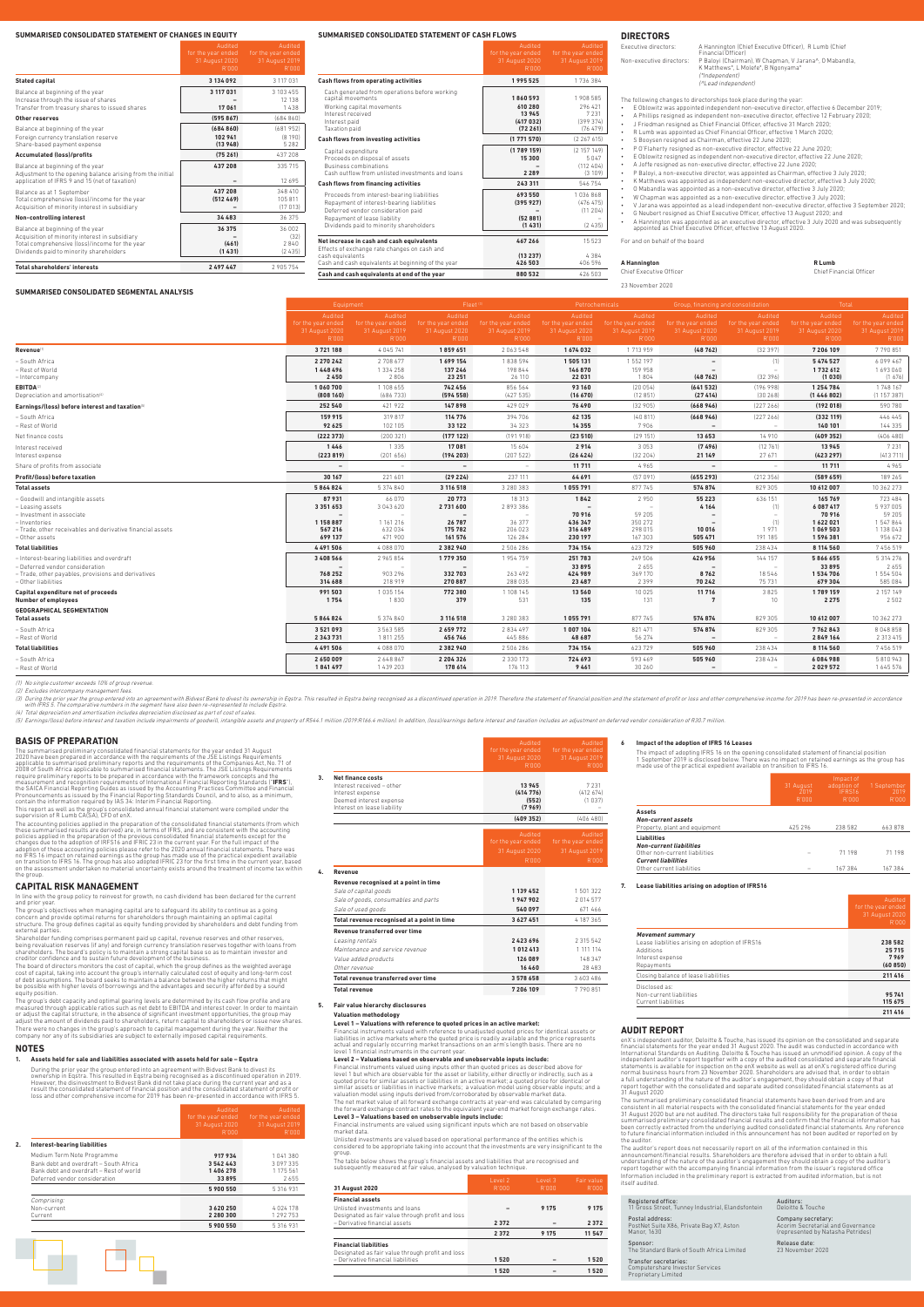## SUMMARISED CONSOLIDATED STATEMENT OF CHANGES IN EQUITY

| | Audited for the year ended 31 August 2020 R'000 | Audited for the year ended 31 August 2019 R'000 |
|---|---|---|
| **Stated capital** | **3 134 092** | 3 117 031 |
| Balance at beginning of the year | 3 117 031 | 3 103 455 |
| Increase through the issue of shares | – | 12 138 |
| Transfer from treasury shares to issued shares | 17 061 | 1 438 |
| **Other reserves** | **(595 867)** | (684 860) |
| Balance at beginning of the year | (684 860) | (681 952) |
| Foreign currency translation reserve | 102 941 | (8 190) |
| Share-based payment expense | (13 948) | 5 282 |
| **Accumulated (loss)/profits** | **(75 261)** | 437 208 |
| Balance at beginning of the year | 437 208 | 335 715 |
| Adjustment to the opening balance arising from the initial application of IFRS 9 and 15 (net of taxation) | – | 12 695 |
| Balance as at 1 September | 437 208 | 348 410 |
| Total comprehensive (loss)/income for the year | (512 469) | 105 811 |
| Acquisition of minority interest in subsidiary | – | (17 013) |
| **Non-controlling interest** | **34 483** | 36 375 |
| Balance at beginning of the year | 36 375 | 36 002 |
| Acquisition of minority interest in subsidiary | – | (32) |
| Total comprehensive (loss)/income for the year | (461) | 2 840 |
| Dividends paid to minority shareholders | (1 431) | (2 435) |
| **Total shareholders' interests** | **2 497 447** | 2 905 754 |

## SUMMARISED CONSOLIDATED STATEMENT OF CASH FLOWS

| | Audited for the year ended 31 August 2020 R'000 | Audited for the year ended 31 August 2019 R'000 |
|---|---|---|
| **Cash flows from operating activities** | **1 995 525** | 1 736 384 |
| Cash generated from operations before working capital movements | 1 860 593 | 1 908 585 |
| Working capital movements | 610 280 | 296 421 |
| Interest received | 13 945 | 7 231 |
| Interest paid | (417 032) | (399 374) |
| Taxation paid | (72 261) | (76 479) |
| **Cash flows from investing activities** | **(1 771 570)** | (2 267 615) |
| Capital expenditure | (1 789 159) | (2 157 149) |
| Proceeds on disposal of assets | 15 300 | 5 047 |
| Business combinations | – | (112 404) |
| Cash outflow from unlisted investments and loans | 2 289 | (3 109) |
| **Cash flows from financing activities** | **243 311** | 546 754 |
| Proceeds from interest-bearing liabilities | 693 550 | 1 036 868 |
| Repayment of interest-bearing liabilities | (395 927) | (476 475) |
| Deferred vendor consideration paid | – | (11 204) |
| Repayment of lease liability | (52 881) | – |
| Dividends paid to minority shareholders | (1 431) | (2 435) |
| **Net increase in cash and cash equivalents** | **467 266** | 15 523 |
| Effects of exchange rate changes on cash and cash equivalents | (13 237) | 4 384 |
| Cash and cash equivalents at beginning of the year | 426 503 | 406 596 |
| **Cash and cash equivalents at end of the year** | **880 532** | 426 503 |

## DIRECTORS

Executive directors: A Hannington (Chief Executive Officer), R Lumb (Chief Financial Officer)

Non-executive directors: P Baloyi (Chairman), W Chapman, V Jarana*, O Mabandla, K Matthews*, L Molefe*, B Ngonyama**

*(*Independent)*
*(**Lead independent)*

The following changes to directorships took place during the year:

- E Oblowitz was appointed independent non-executive director, effective 6 December 2019;
- A Phillips resigned as independent non-executive director, effective 12 February 2020;
- J Friedman resigned as Chief Financial Officer, effective 31 March 2020;
- R Lumb was appointed as Chief Financial Officer, effective 1 March 2020;
- S Booysen resigned as Chairman, effective 22 June 2020;
- P O'Flaherty resigned as non-executive director, effective 22 June 2020;
- E Oblowitz resigned as independent non-executive director, effective 22 June 2020;
- A Joffe resigned as non-executive director, effective 22 June 2020;
- P Baloyi, a non-executive director, was appointed as Chairman, effective 3 July 2020;
- K Matthews was appointed as independent non-executive director, effective 3 July 2020;
- O Mabandla was appointed as a non-executive director, effective 3 July 2020;
- W Chapman was appointed as a non-executive director, effective 3 July 2020;
- V Jarana was appointed as a lead independent non-executive director, effective 3 September 2020;
- G Noubert resigned as Chief Executive Officer, effective 13 August 2020; and
- A Hannington was appointed as an executive director, effective 3 July 2020 and was subsequently appointed as Chief Executive Officer, effective 13 August 2020.

For and on behalf of the board

**A Hannington** — Chief Executive Officer
**R Lumb** — Chief Financial Officer

23 November 2020

## SUMMARISED CONSOLIDATED SEGMENTAL ANALYSIS

| | Equipment | | Fleet[4] | | Petrochemicals | | Group, financing and consolidation | | Total | |
|---|---|---|---|---|---|---|---|---|---|---|
| | Audited for the year ended 31 August 2020 R'000 | Audited for the year ended 31 August 2019 R'000 | Audited for the year ended 31 August 2020 R'000 | Audited for the year ended 31 August 2019 R'000 | Audited for the year ended 31 August 2020 R'000 | Audited for the year ended 31 August 2019 R'000 | Audited for the year ended 31 August 2020 R'000 | Audited for the year ended 31 August 2019 R'000 | Audited for the year ended 31 August 2020 R'000 | Audited for the year ended 31 August 2019 R'000 |
| **Revenue**[1] | **3 721 188** | 4 045 741 | **1 859 651** | 2 063 548 | **1 674 032** | 1 713 959 | **(48 762)** | (32 397) | **7 206 109** | 7 790 851 |
| – South Africa | 2 270 242 | 2 708 677 | 1 699 154 | 1 838 594 | 1 505 131 | 1 552 197 | – | (1) | 5 474 527 | 6 099 467 |
| – Rest of World | 1 448 496 | 1 334 258 | 137 246 | 198 844 | 146 870 | 159 958 | – | – | 1 732 612 | 1 693 060 |
| – Intercompany | 2 450 | 2 806 | 23 251 | 26 110 | 22 031 | 1 804 | (48 762) | (32 396) | (1 030) | (1 676) |
| **EBITDA**[2] | **1 060 700** | 1 108 655 | **742 456** | 856 564 | **93 160** | (20 054) | **(641 532)** | (196 998) | **1 254 784** | 1 748 167 |
| Depreciation and amortisation[4] | (808 160) | (686 733) | (594 558) | (427 535) | (16 670) | (12 851) | (27 414) | (30 268) | (1 446 802) | (1 157 387) |
| **Earnings/(loss) before interest and taxation**[5] | **252 540** | 421 922 | **147 898** | 429 029 | **76 490** | (32 905) | **(668 946)** | (227 266) | **(192 018)** | 590 780 |
| – South Africa | 159 915 | 319 817 | 114 776 | 394 706 | 62 135 | (40 811) | (668 946) | (227 266) | (332 119) | 446 445 |
| – Rest of World | 92 625 | 102 105 | 33 122 | 34 323 | 14 355 | 7 906 | – | – | 140 101 | 144 335 |
| Net finance costs | (222 373) | (200 321) | (177 122) | (191 918) | (23 510) | (29 151) | 13 653 | 14 910 | (409 352) | (406 480) |
| Interest received | 1 446 | 1 335 | 17 081 | 15 604 | 2 914 | 3 053 | (7 496) | (12 761) | 13 945 | 7 231 |
| Interest expense | (223 819) | (201 656) | (194 203) | (207 522) | (26 424) | (32 204) | 21 149 | 27 671 | (423 297) | (413 711) |
| Share of profits from associate | – | – | – | – | 11 711 | 4 965 | – | – | 11 711 | 4 965 |
| **Profit/(loss) before taxation** | **30 167** | 221 601 | **(29 224)** | 237 111 | **64 691** | (57 091) | **(655 293)** | (212 356) | **(589 659)** | 189 265 |
| **Total assets** | **5 864 824** | 5 374 840 | **3 116 518** | 3 280 383 | **1 055 791** | 877 745 | **574 874** | 829 305 | **10 612 007** | 10 362 273 |
| – Goodwill and intangible assets | 87 931 | 66 070 | 20 773 | 18 313 | 1 842 | 2 950 | 55 223 | 636 151 | 165 769 | 723 484 |
| – Leasing assets | 3 351 653 | 3 043 620 | 2 731 600 | 2 893 386 | – | – | 4 164 | (1) | 6 087 417 | 5 937 005 |
| – Investment in associate | – | – | – | – | 70 916 | 59 205 | – | – | 70 916 | 59 205 |
| – Inventories | 1 158 887 | 1 161 216 | 26 787 | 36 377 | 436 347 | 350 272 | – | (1) | 1 622 021 | 1 547 864 |
| – Trade, other receivables and derivative financial assets | 567 216 | 632 034 | 175 782 | 206 023 | 316 489 | 298 015 | 10 016 | 1 971 | 1 069 503 | 1 138 043 |
| – Other assets | 699 137 | 471 900 | 161 576 | 126 284 | 230 197 | 167 303 | 505 471 | 191 185 | 1 596 381 | 956 672 |
| **Total liabilities** | **4 491 506** | 4 088 070 | **2 382 940** | 2 506 286 | **734 154** | 623 729 | **505 960** | 238 434 | **8 114 560** | 7 456 519 |
| – Interest-bearing liabilities and overdraft | 3 408 566 | 2 965 854 | 1 779 350 | 1 954 759 | 251 783 | 249 506 | 426 956 | 144 157 | 5 866 655 | 5 314 276 |
| – Deferred vendor consideration | – | – | – | – | 33 895 | 2 655 | – | – | 33 895 | 2 655 |
| – Trade, other payables, provisions and derivatives | 768 252 | 903 296 | 332 703 | 263 492 | 424 989 | 369 170 | 8 762 | 18 546 | 1 534 706 | 1 554 504 |
| – Other liabilities | 314 688 | 218 919 | 270 887 | 288 035 | 23 487 | 2 399 | 70 242 | 75 731 | 679 304 | 585 084 |
| **Capital expenditure net of proceeds** | **991 503** | 1 035 154 | **772 380** | 1 108 145 | **13 560** | 10 025 | **11 716** | 3 825 | **1 789 159** | 2 157 149 |
| **Number of employees** | **1 754** | 1 830 | **379** | 531 | **135** | 131 | **7** | 10 | **2 275** | 2 502 |
| **GEOGRAPHICAL SEGMENTATION** | | | | | | | | | | |
| **Total assets** | **5 864 824** | 5 374 840 | **3 116 518** | 3 280 383 | **1 055 791** | 877 745 | **574 874** | 829 305 | **10 612 007** | 10 362 273 |
| – South Africa | 3 521 093 | 3 563 585 | 2 659 772 | 2 834 497 | 1 007 104 | 821 471 | 574 874 | 829 305 | 7 762 843 | 8 048 858 |
| – Rest of World | 2 343 731 | 1 811 255 | 456 746 | 445 886 | 48 687 | 56 274 | – | – | 2 849 164 | 2 313 415 |
| **Total liabilities** | **4 491 506** | 4 088 070 | **2 382 940** | 2 506 286 | **734 154** | 623 729 | **505 960** | 238 434 | **8 114 560** | 7 456 519 |
| – South Africa | 2 650 009 | 2 648 867 | 2 204 326 | 2 330 173 | 724 693 | 593 469 | 505 960 | 238 434 | 6 084 988 | 5 810 943 |
| – Rest of World | 1 841 497 | 1 439 203 | 178 614 | 176 113 | 9 461 | 30 260 | – | – | 2 029 572 | 1 645 576 |

*(1) No single customer exceeds 10% of group revenue.*
*(2) Excludes intercompany management fees.*
*(3) During the prior year the group entered into an agreement with Bidvest Bank to divest its ownership in Eqstra. This resulted in Eqstra being recognised as a discontinued operation in 2019. Therefore the statement of financial position and the statement of profit or loss and other comprehensive income for 2019 have been re-presented in accordance with IFRS 5. The comparative numbers in the segment have also been re-presented to exclude Eqstra.*
*(4) Total depreciation and amortisation includes depreciation disclosed as part of cost of sales.*
*(5) Earnings/(loss) before interest and taxation include impairments of goodwill, intangible assets and property of R544.1 million (2019:R166.4 million). In addition, (loss)/earnings before interest and taxation includes an adjustment on deferred vendor consideration of R30.7 million.*

## BASIS OF PREPARATION

The summarised preliminary consolidated financial statements for the year ended 31 August 2020 have been prepared in accordance with the requirements of the JSE Listings Requirements applicable to summarised preliminary reports and the requirements of the Companies Act, No. 71 of 2008 of South Africa applicable to summarised financial statements. The JSE Listings Requirements require preliminary reports to be prepared in accordance with the framework concepts and the measurement and recognition requirements of International Financial Reporting Standards ("**IFRS**"), the SAICA Financial Reporting Guides as issued by the Accounting Practices Committee and Financial Pronouncements as issued by the Financial Reporting Standards Council, and to also, as a minimum, contain the information required by IAS 34: Interim Financial Reporting.

This report as well as the group's consolidated annual financial statement were compiled under the supervision of R Lumb CA(SA), CFO of enX.

The accounting policies applied in the preparation of the consolidated financial statements (from which these summarised results are derived) are, in terms of IFRS, and are consistent with the accounting policies applied in the preparation of the previous consolidated financial statements except for the changes due to the adoption of IFRS16 and IFRIC 23 in the current year. For the full impact of the adoption of these accounting policies please refer to the 2020 annual financial statements. There was no IFRS 16 impact on retained earnings as the group has made use of the practical expedient available on transition to IFRS 16. The group has also adopted IFRIC 23 for the first time in the current year, based on the assessment the undertaken no material uncertainty exists around the treatment of income tax within the group.

## CAPITAL RISK MANAGEMENT

In line with the group policy to reinvest for growth, no cash dividend has been declared for the current and prior year.

The group's objectives when managing capital are to safeguard its ability to continue as a going concern and provide optimal returns for shareholders through maintaining an optimal capital structure. The group defines capital as equity funding provided by shareholders and debt funding from external parties.

Shareholder funding comprises permanent paid up capital, revenue reserves and other reserves, being revaluation reserves (if any) and foreign currency translation reserves together with loans from shareholders. The board's policy is to maintain a strong capital base so as to maintain investor and creditor confidence and to sustain future development of the business.

The board of directors monitors the cost of capital, which the group defines as the weighted average cost of capital, taking into account the group's internally calculated cost of equity and long-term cost of debt assumptions. The board seeks to maintain a balance between the higher returns that might be possible with higher levels of borrowings and the advantages and security afforded by a sound equity position.

The group's debt capacity and optimal gearing levels are determined by its cash flow profile and are measured through applicable ratios such as net debt to EBITDA and interest cover. In order to maintain or adjust the capital structure, in the absence of significant investment opportunities, the group may adjust the amount of dividends paid to shareholders, return capital to shareholders or issue new shares. There were no changes in the group's approach to capital management during the year. Neither the company nor any of its subsidiaries are subject to externally imposed capital requirements.

## NOTES

### 1. Assets held for sale and liabilities associated with assets held for sale – Eqstra

During the prior year the group entered into an agreement with Bidvest Bank to divest its ownership in Eqstra. This resulted in Eqstra being recognised as a discontinued operation in 2019. However, the disinvestment to Bidvest Bank did not take place during the current year and as a result the consolidated statement of financial position and the consolidated statement of profit or loss and other comprehensive income for 2019 has been re-presented in accordance with IFRS 5.

| | Audited for the year ended 31 August 2020 R'000 | Audited for the year ended 31 August 2019 R'000 |
|---|---|---|
| **2. Interest-bearing liabilities** | | |
| Medium Term Note Programme | 917 934 | 1 041 380 |
| Bank debt and overdraft – South Africa | 3 542 443 | 3 097 335 |
| Bank debt and overdraft – Rest of world | 1 406 278 | 1 175 561 |
| Deferred vendor consideration | 33 895 | 2 655 |
| | **5 900 550** | 5 316 931 |
| *Comprising:* | | |
| Non-current | 3 620 250 | 4 024 178 |
| Current | 2 280 300 | 1 292 753 |
| | **5 900 550** | 5 316 931 |

| | Audited for the year ended 31 August 2020 R'000 | Audited for the year ended 31 August 2019 R'000 |
|---|---|---|
| **3. Net finance costs** | | |
| Interest received – other | 13 945 | 7 231 |
| Interest expense | (414 776) | (412 674) |
| Deemed interest expense | (552) | (1 037) |
| Interest on lease liability | (7 969) | – |
| | **(409 352)** | (406 480) |

| | Audited for the year ended 31 August 2020 R'000 | Audited for the year ended 31 August 2019 R'000 |
|---|---|---|
| **4. Revenue** | | |
| **Revenue recognised at a point in time** | | |
| *Sale of capital goods* | 1 139 452 | 1 501 322 |
| *Sale of goods, consumables and parts* | 1 947 902 | 2 014 577 |
| *Sale of used goods* | 540 097 | 671 466 |
| **Total revenue recognised at a point in time** | **3 627 451** | 4 187 365 |
| **Revenue transferred over time** | | |
| *Leasing rentals* | 2 423 696 | 2 315 542 |
| *Maintenance and service revenue* | 1 012 413 | 1 111 114 |
| *Value added products* | 126 089 | 148 347 |
| *Other revenue* | 16 460 | 28 483 |
| **Total revenue transferred over time** | **3 578 658** | 3 603 486 |
| **Total revenue** | **7 206 109** | 7 790 851 |

### 5. Fair value hierarchy disclosures

**Valuation methodology**

**Level 1 – Valuations with reference to quoted prices in an active market:**

Financial instruments valued with reference to unadjusted quoted prices for identical assets or liabilities in active markets where the quoted price is readily available and the price represents actual and regularly occurring market transactions on an arm's length basis. There are no level 1 financial instruments in the current year.

**Level 2 – Valuations based on observable and unobservable inputs include:**

Financial instruments valued using inputs other than quoted prices as described above for level 1 but which are observable for the asset or liability, either directly or indirectly, such as a quoted price for similar assets or liabilities in an active market; a quoted price for identical or similar assets or liabilities in inactive markets; a valuation model using observable inputs; and a valuation model using inputs derived from/corroborated by observable market data.

The net market value of all forward exchange contracts at year-end was calculated by comparing the forward exchange contract rates to the equivalent year-end market foreign exchange rates.

**Level 3 – Valuations based on unobservable inputs include:**

Financial instruments are valued using significant inputs which are not based on observable market data.

Unlisted investments are valued based on operational performance of the entities which is considered to be appropriate taking into account that the investments are very insignificant to the group.

The table below shows the group's financial assets and liabilities that are recognised and subsequently measured at fair value, analysed by valuation technique.

| 31 August 2020 | Level 2 R'000 | Level 3 R'000 | Fair value R'000 |
|---|---|---|---|
| **Financial assets** | | | |
| Unlisted investments and loans | – | 9 175 | 9 175 |
| Designated as fair value through profit and loss – Derivative financial assets | 2 372 | – | 2 372 |
| | **2 372** | **9 175** | **11 547** |
| **Financial liabilities** | | | |
| Designated as fair value through profit and loss – Derivative financial liabilities | 1 520 | – | 1 520 |
| | **1 520** | **–** | **1 520** |

### 6. Impact of the adoption of IFRS 16 Leases

The impact of adopting IFRS 16 on the opening consolidated statement of financial position 1 September 2019 is disclosed below. There was no impact on retained earnings as the group has made use of the practical expedient available on transition to IFRS 16.

| | 31 August 2019 R'000 | Impact of adoption of IFRS16 R'000 | 1 September 2019 R'000 |
|---|---|---|---|
| **Assets** | | | |
| ***Non-current assets*** | | | |
| Property, plant and equipment | 425 296 | 238 582 | 663 878 |
| **Liabilities** | | | |
| ***Non-current liabilities*** | | | |
| Other non-current liabilities | – | 71 198 | 71 198 |
| ***Current liabilities*** | | | |
| Other current liabilities | – | 167 384 | 167 384 |

### 7. Lease liabilities arising on adoption of IFRS16

| | Audited for the year ended 31 August 2020 R'000 |
|---|---|
| ***Movement summary*** | |
| Lease liabilities arising on adoption of IFRS16 | 238 582 |
| Additions | 25 715 |
| Interest expense | 7 969 |
| Repayments | (60 850) |
| Closing balance of lease liabilities | 211 416 |
| Disclosed as: | |
| Non-current liabilities | 95 741 |
| Current liabilities | 115 675 |
| | **211 416** |

## AUDIT REPORT

enX's independent auditor, Deloitte & Touche, has issued its opinion on the consolidated and separate financial statements for the year ended 31 August 2020. The audit was conducted in accordance with International Standards on Auditing. Deloitte & Touche has issued an unmodified opinion. A copy of the independent auditor's report together with a copy of the audited consolidated and separate financial statements is available for inspection on the enX website as well as at enX's registered office during normal business hours from 23 November 2020. Shareholders are advised that, in order to obtain a full understanding of the nature of the auditor's engagement, they should obtain a copy of that report together with the consolidated and separate audited consolidated financial statements as at 31 August 2020.

The summarised preliminary consolidated financial statements have been derived from and are consistent in all material respects with the consolidated financial statements for the year ended 31 August 2020 but are not audited. The directors take full responsibility for the preparation of these summarised preliminary consolidated financial results and confirm that the financial information has been correctly extracted from the underlying audited consolidated financial statements. Any reference to future financial information included in this announcement has not been audited or reported on by the auditor.

The auditor's report does not necessarily report on all of the information contained in this announcement/financial results. Shareholders are therefore advised that in order to obtain a full understanding of the nature of the auditor's engagement they should obtain a copy of the auditor's report together with the accompanying financial information from the issuer's registered office. Information included in the preliminary report is extracted from audited information, but is not itself audited.

**Registered office:**
11 Gross Street, Tunney Industrial, Elandsfontein

**Postal address:**
PostNet Suite X86, Private Bag X7, Aston Manor, 1630

**Sponsor:**
The Standard Bank of South Africa Limited

**Transfer secretaries:**
Computershare Investor Services Proprietary Limited

**Auditors:**
Deloitte & Touche

**Company secretary:**
Acorim Secretarial and Governance (represented by Natasha Petrides)

**Release date:**
23 November 2020